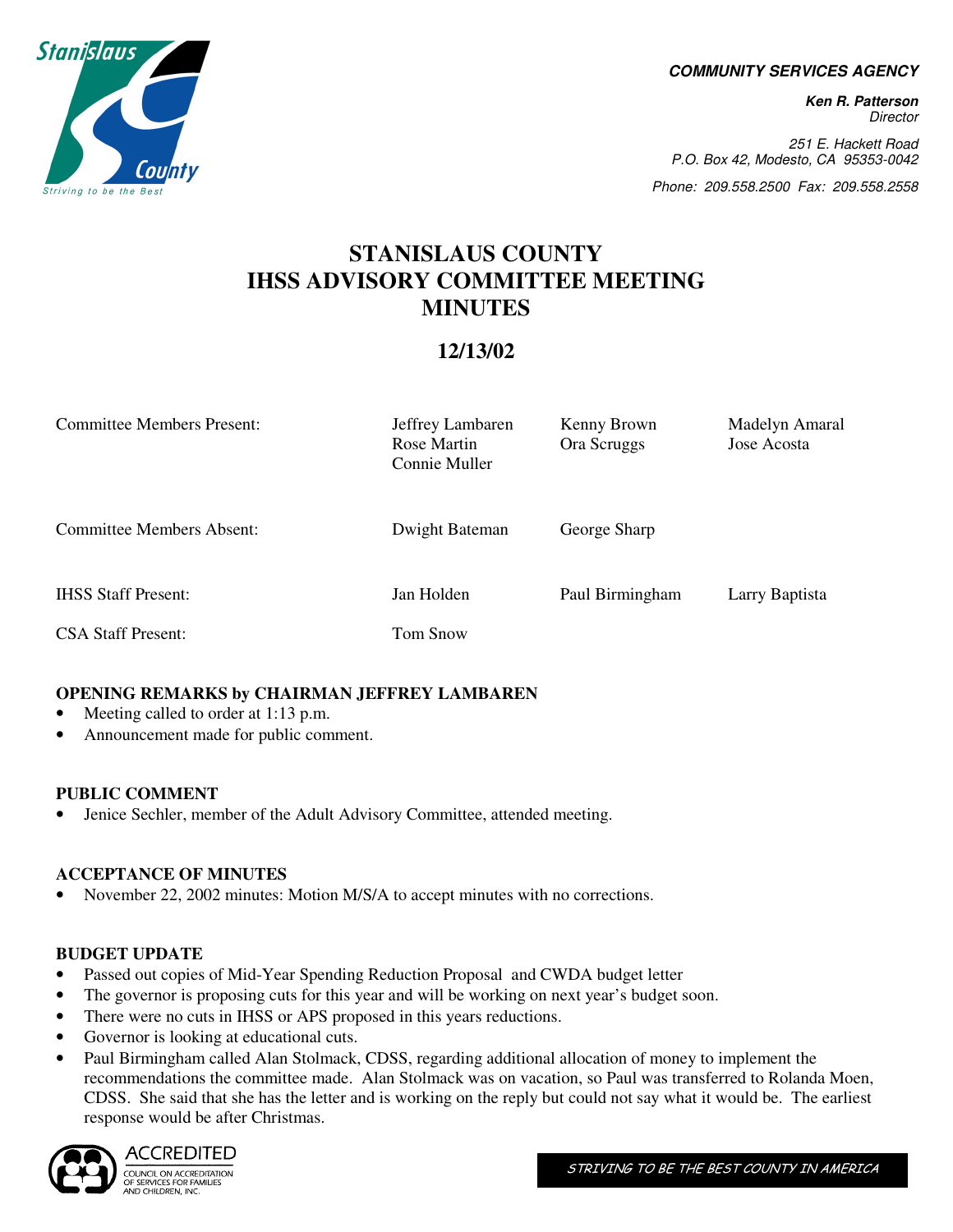**COMMUNITY SERVICES AGENCY**

***Ken R. Patterson***
*Director*

*251 E. Hackett Road*
*P.O. Box 42, Modesto, CA 95353-0042*
*Phone: 209.558.2500 Fax: 209.558.2558*

# STANISLAUS COUNTY IHSS ADVISORY COMMITTEE MEETING MINUTES

## 12/13/02

| | | | |
|---|---|---|---|
| Committee Members Present: | Jeffrey Lambaren<br>Rose Martin<br>Connie Muller | Kenny Brown<br>Ora Scruggs | Madelyn Amaral<br>Jose Acosta |
| Committee Members Absent: | Dwight Bateman | George Sharp | |
| IHSS Staff Present: | Jan Holden | Paul Birmingham | Larry Baptista |
| CSA Staff Present: | Tom Snow | | |

### OPENING REMARKS by CHAIRMAN JEFFREY LAMBAREN

- Meeting called to order at 1:13 p.m.
- Announcement made for public comment.

### PUBLIC COMMENT

- Jenice Sechler, member of the Adult Advisory Committee, attended meeting.

### ACCEPTANCE OF MINUTES

- November 22, 2002 minutes: Motion M/S/A to accept minutes with no corrections.

### BUDGET UPDATE

- Passed out copies of Mid-Year Spending Reduction Proposal and CWDA budget letter
- The governor is proposing cuts for this year and will be working on next year's budget soon.
- There were no cuts in IHSS or APS proposed in this years reductions.
- Governor is looking at educational cuts.
- Paul Birmingham called Alan Stolmack, CDSS, regarding additional allocation of money to implement the recommendations the committee made. Alan Stolmack was on vacation, so Paul was transferred to Rolanda Moen, CDSS. She said that she has the letter and is working on the reply but could not say what it would be. The earliest response would be after Christmas.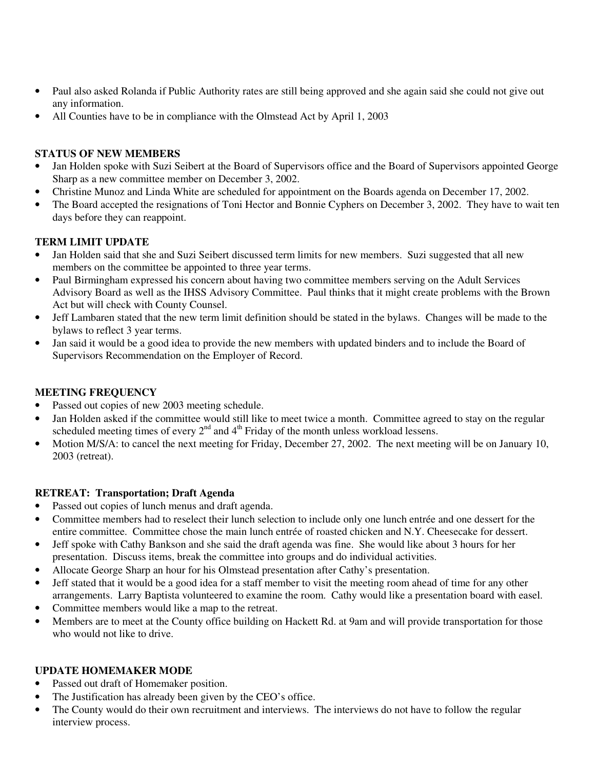- Paul also asked Rolanda if Public Authority rates are still being approved and she again said she could not give out any information.
- All Counties have to be in compliance with the Olmstead Act by April 1, 2003

**STATUS OF NEW MEMBERS**

- Jan Holden spoke with Suzi Seibert at the Board of Supervisors office and the Board of Supervisors appointed George Sharp as a new committee member on December 3, 2002.
- Christine Munoz and Linda White are scheduled for appointment on the Boards agenda on December 17, 2002.
- The Board accepted the resignations of Toni Hector and Bonnie Cyphers on December 3, 2002. They have to wait ten days before they can reappoint.

**TERM LIMIT UPDATE**

- Jan Holden said that she and Suzi Seibert discussed term limits for new members. Suzi suggested that all new members on the committee be appointed to three year terms.
- Paul Birmingham expressed his concern about having two committee members serving on the Adult Services Advisory Board as well as the IHSS Advisory Committee. Paul thinks that it might create problems with the Brown Act but will check with County Counsel.
- Jeff Lambaren stated that the new term limit definition should be stated in the bylaws. Changes will be made to the bylaws to reflect 3 year terms.
- Jan said it would be a good idea to provide the new members with updated binders and to include the Board of Supervisors Recommendation on the Employer of Record.

**MEETING FREQUENCY**

- Passed out copies of new 2003 meeting schedule.
- Jan Holden asked if the committee would still like to meet twice a month. Committee agreed to stay on the regular scheduled meeting times of every 2nd and 4th Friday of the month unless workload lessens.
- Motion M/S/A: to cancel the next meeting for Friday, December 27, 2002. The next meeting will be on January 10, 2003 (retreat).

**RETREAT: Transportation; Draft Agenda**

- Passed out copies of lunch menus and draft agenda.
- Committee members had to reselect their lunch selection to include only one lunch entrée and one dessert for the entire committee. Committee chose the main lunch entrée of roasted chicken and N.Y. Cheesecake for dessert.
- Jeff spoke with Cathy Bankson and she said the draft agenda was fine. She would like about 3 hours for her presentation. Discuss items, break the committee into groups and do individual activities.
- Allocate George Sharp an hour for his Olmstead presentation after Cathy's presentation.
- Jeff stated that it would be a good idea for a staff member to visit the meeting room ahead of time for any other arrangements. Larry Baptista volunteered to examine the room. Cathy would like a presentation board with easel.
- Committee members would like a map to the retreat.
- Members are to meet at the County office building on Hackett Rd. at 9am and will provide transportation for those who would not like to drive.

**UPDATE HOMEMAKER MODE**

- Passed out draft of Homemaker position.
- The Justification has already been given by the CEO's office.
- The County would do their own recruitment and interviews. The interviews do not have to follow the regular interview process.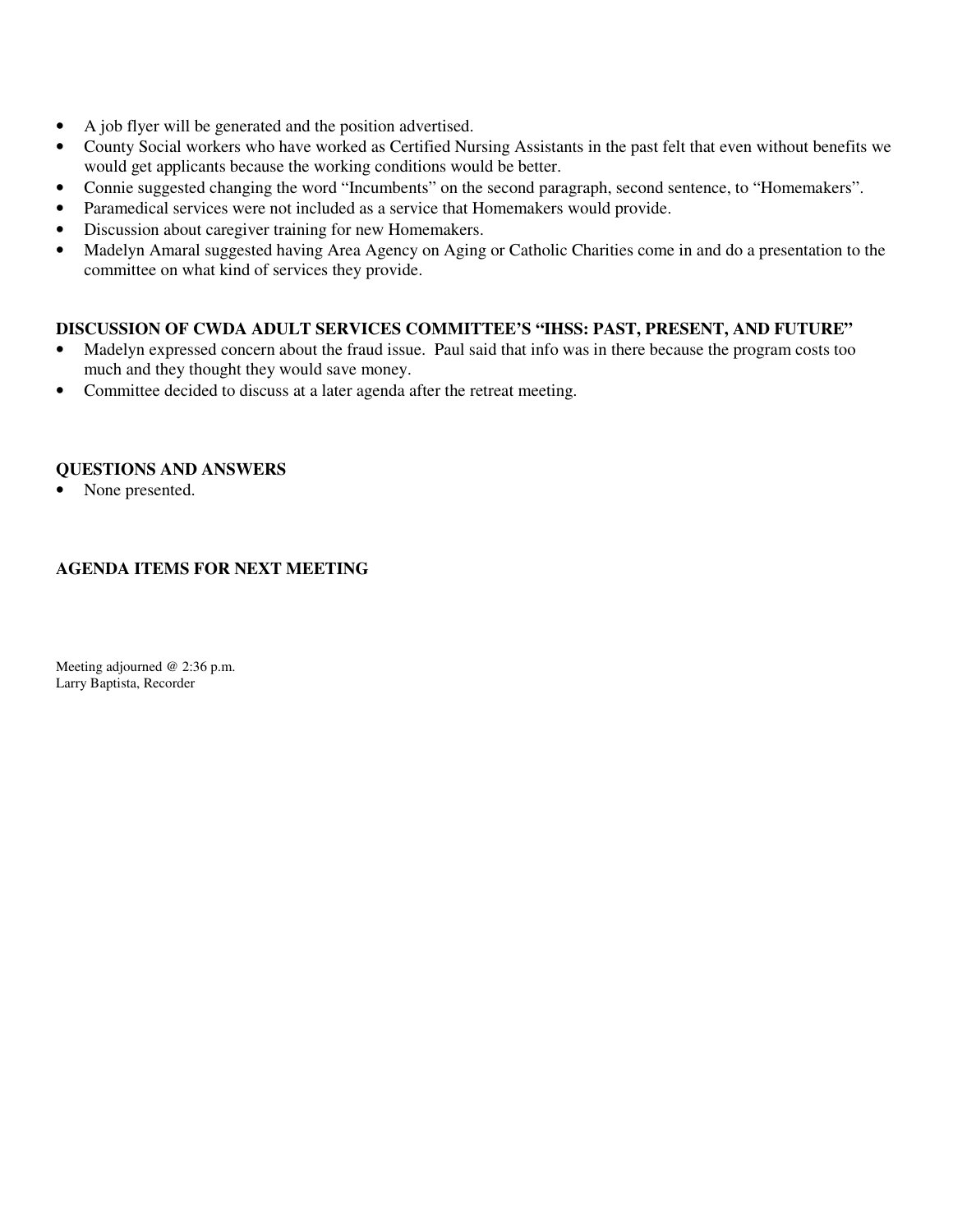- A job flyer will be generated and the position advertised.
- County Social workers who have worked as Certified Nursing Assistants in the past felt that even without benefits we would get applicants because the working conditions would be better.
- Connie suggested changing the word "Incumbents" on the second paragraph, second sentence, to "Homemakers".
- Paramedical services were not included as a service that Homemakers would provide.
- Discussion about caregiver training for new Homemakers.
- Madelyn Amaral suggested having Area Agency on Aging or Catholic Charities come in and do a presentation to the committee on what kind of services they provide.

**DISCUSSION OF CWDA ADULT SERVICES COMMITTEE'S "IHSS: PAST, PRESENT, AND FUTURE"**

- Madelyn expressed concern about the fraud issue. Paul said that info was in there because the program costs too much and they thought they would save money.
- Committee decided to discuss at a later agenda after the retreat meeting.

**QUESTIONS AND ANSWERS**

- None presented.

**AGENDA ITEMS FOR NEXT MEETING**

Meeting adjourned @ 2:36 p.m.
Larry Baptista, Recorder